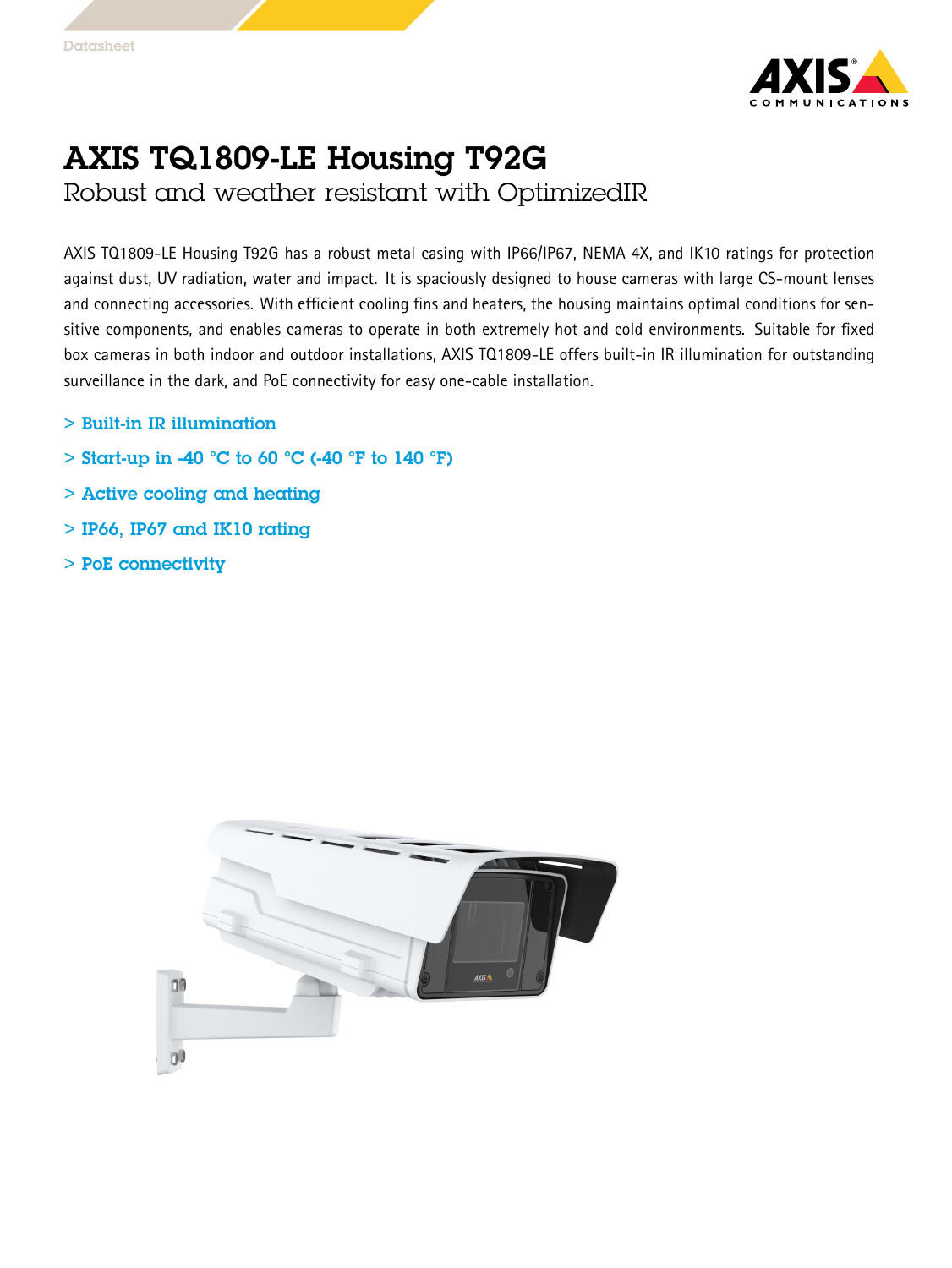# AXIS TQ1809-LE Housing T92G

## Robust and weather resistant with OptimizedIR

AXIS TQ1809-LE Housing T92G has a robust metal casing with IP66/IP67, NEMA 4X, and IK10 ratings for protection against dust, UV radiation, water and impact. It is spaciously designed to house cameras with large CS-mount lenses and connecting accessories. With efficient cooling fins and heaters, the housing maintains optimal conditions for sensitive components, and enables cameras to operate in both extremely hot and cold environments. Suitable for fixed box cameras in both indoor and outdoor installations, AXIS TQ1809-LE offers built-in IR illumination for outstanding surveillance in the dark, and PoE connectivity for easy one-cable installation.

- **Built-in IR illumination**
- **Start-up in -40 °C to 60 °C (-40 °F to 140 °F)**
- **Active cooling and heating**
- **IP66, IP67 and IK10 rating**
- **PoE connectivity**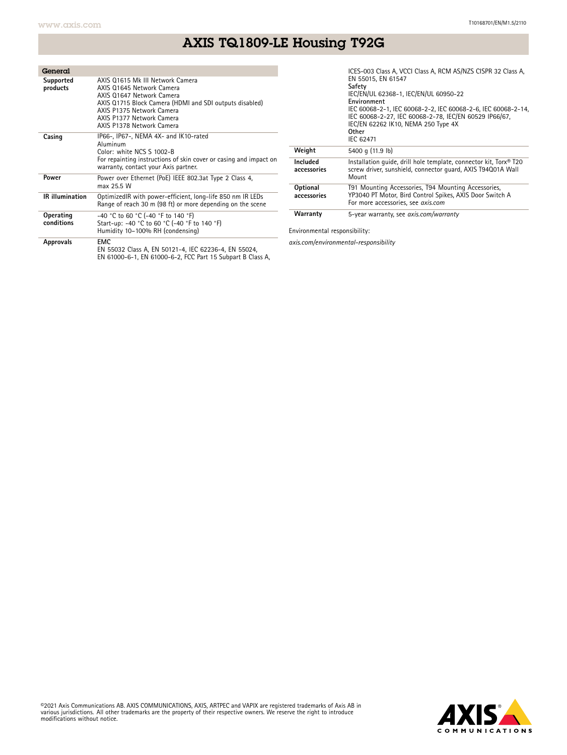# AXIS TQ1809-LE Housing T92G

## General

| | |
|---|---|
| **Supported products** | AXIS Q1615 Mk III Network Camera<br>AXIS Q1645 Network Camera<br>AXIS Q1647 Network Camera<br>AXIS Q1715 Block Camera (HDMI and SDI outputs disabled)<br>AXIS P1375 Network Camera<br>AXIS P1377 Network Camera<br>AXIS P1378 Network Camera |
| **Casing** | IP66-, IP67-, NEMA 4X- and IK10-rated<br>Aluminum<br>Color: white NCS S 1002-B<br>For repainting instructions of skin cover or casing and impact on warranty, contact your Axis partner. |
| **Power** | Power over Ethernet (PoE) IEEE 802.3at Type 2 Class 4, max 25.5 W |
| **IR illumination** | OptimizedIR with power-efficient, long-life 850 nm IR LEDs<br>Range of reach 30 m (98 ft) or more depending on the scene |
| **Operating conditions** | -40 °C to 60 °C (-40 °F to 140 °F)<br>Start-up: -40 °C to 60 °C (-40 °F to 140 °F)<br>Humidity 10–100% RH (condensing) |
| **Approvals** | **EMC**<br>EN 55032 Class A, EN 50121-4, IEC 62236-4, EN 55024, EN 61000-6-1, EN 61000-6-2, FCC Part 15 Subpart B Class A, ICES-003 Class A, VCCI Class A, RCM AS/NZS CISPR 32 Class A, EN 55015, EN 61547<br>**Safety**<br>IEC/EN/UL 62368-1, IEC/EN/UL 60950-22<br>**Environment**<br>IEC 60068-2-1, IEC 60068-2-2, IEC 60068-2-6, IEC 60068-2-14, IEC 60068-2-27, IEC 60068-2-78, IEC/EN 60529 IP66/67, IEC/EN 62262 IK10, NEMA 250 Type 4X<br>**Other**<br>IEC 62471 |
| **Weight** | 5400 g (11.9 lb) |
| **Included accessories** | Installation guide, drill hole template, connector kit, Torx® T20 screw driver, sunshield, connector guard, AXIS T94Q01A Wall Mount |
| **Optional accessories** | T91 Mounting Accessories, T94 Mounting Accessories, YP3040 PT Motor, Bird Control Spikes, AXIS Door Switch A<br>For more accessories, see *axis.com* |
| **Warranty** | 5-year warranty, see *axis.com/warranty* |

Environmental responsibility:

*axis.com/environmental-responsibility*

©2021 Axis Communications AB. AXIS COMMUNICATIONS, AXIS, ARTPEC and VAPIX are registered trademarks of Axis AB in various jurisdictions. All other trademarks are the property of their respective owners. We reserve the right to introduce modifications without notice.